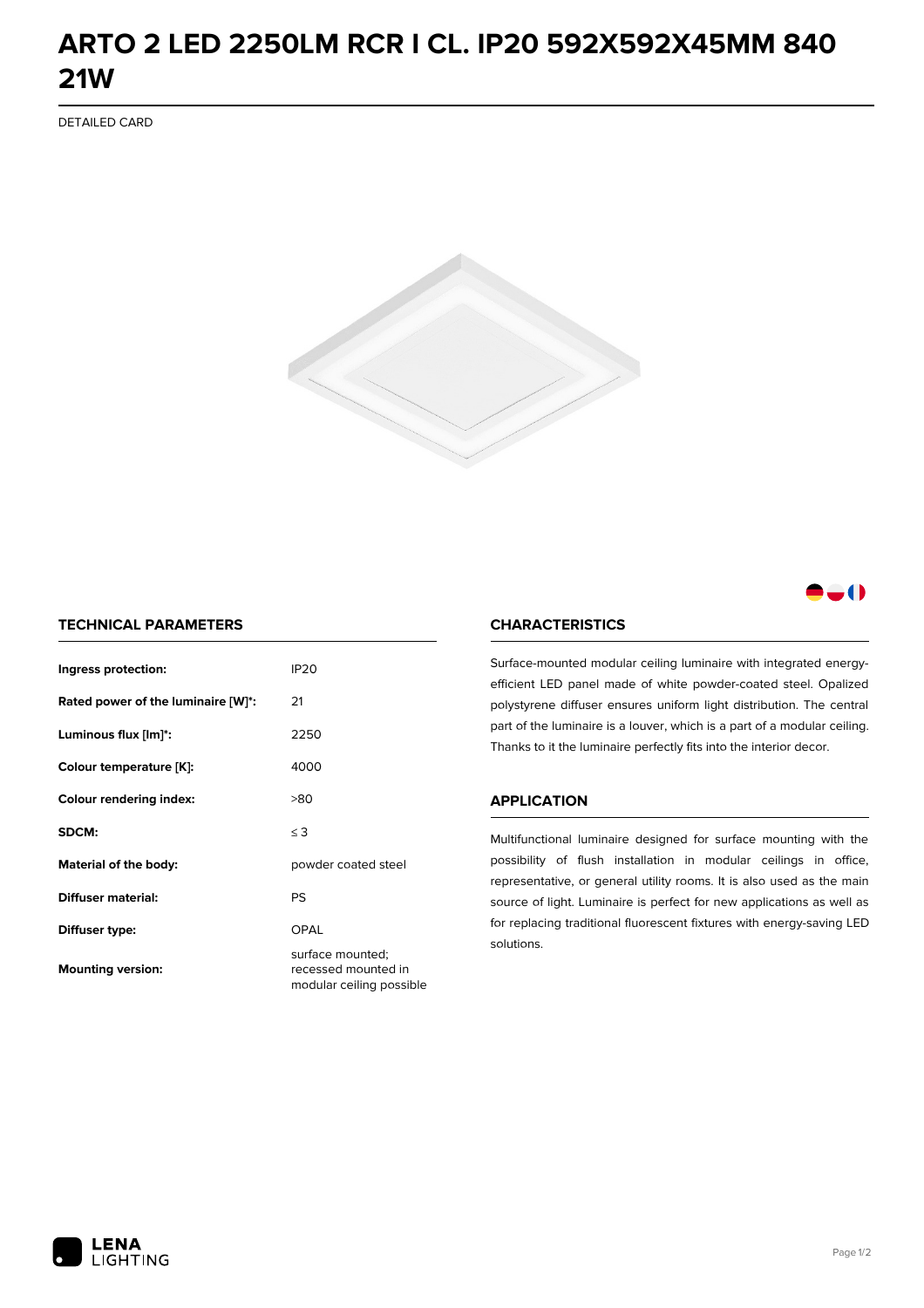# ARTO 2 LED 2250LM RCR I CL. IP20 592X592X45MM 840 21W

DETAILED CARD

## TECHNICAL PARAMETERS

| | |
|---|---|
| **Ingress protection:** | IP20 |
| **Rated power of the luminaire [W]*:** | 21 |
| **Luminous flux [lm]*:** | 2250 |
| **Colour temperature [K]:** | 4000 |
| **Colour rendering index:** | >80 |
| **SDCM:** | ≤ 3 |
| **Material of the body:** | powder coated steel |
| **Diffuser material:** | PS |
| **Diffuser type:** | OPAL |
| **Mounting version:** | surface mounted; recessed mounted in modular ceiling possible |

## CHARACTERISTICS

Surface-mounted modular ceiling luminaire with integrated energy-efficient LED panel made of white powder-coated steel. Opalized polystyrene diffuser ensures uniform light distribution. The central part of the luminaire is a louver, which is a part of a modular ceiling. Thanks to it the luminaire perfectly fits into the interior decor.

## APPLICATION

Multifunctional luminaire designed for surface mounting with the possibility of flush installation in modular ceilings in office, representative, or general utility rooms. It is also used as the main source of light. Luminaire is perfect for new applications as well as for replacing traditional fluorescent fixtures with energy-saving LED solutions.

LENA LIGHTING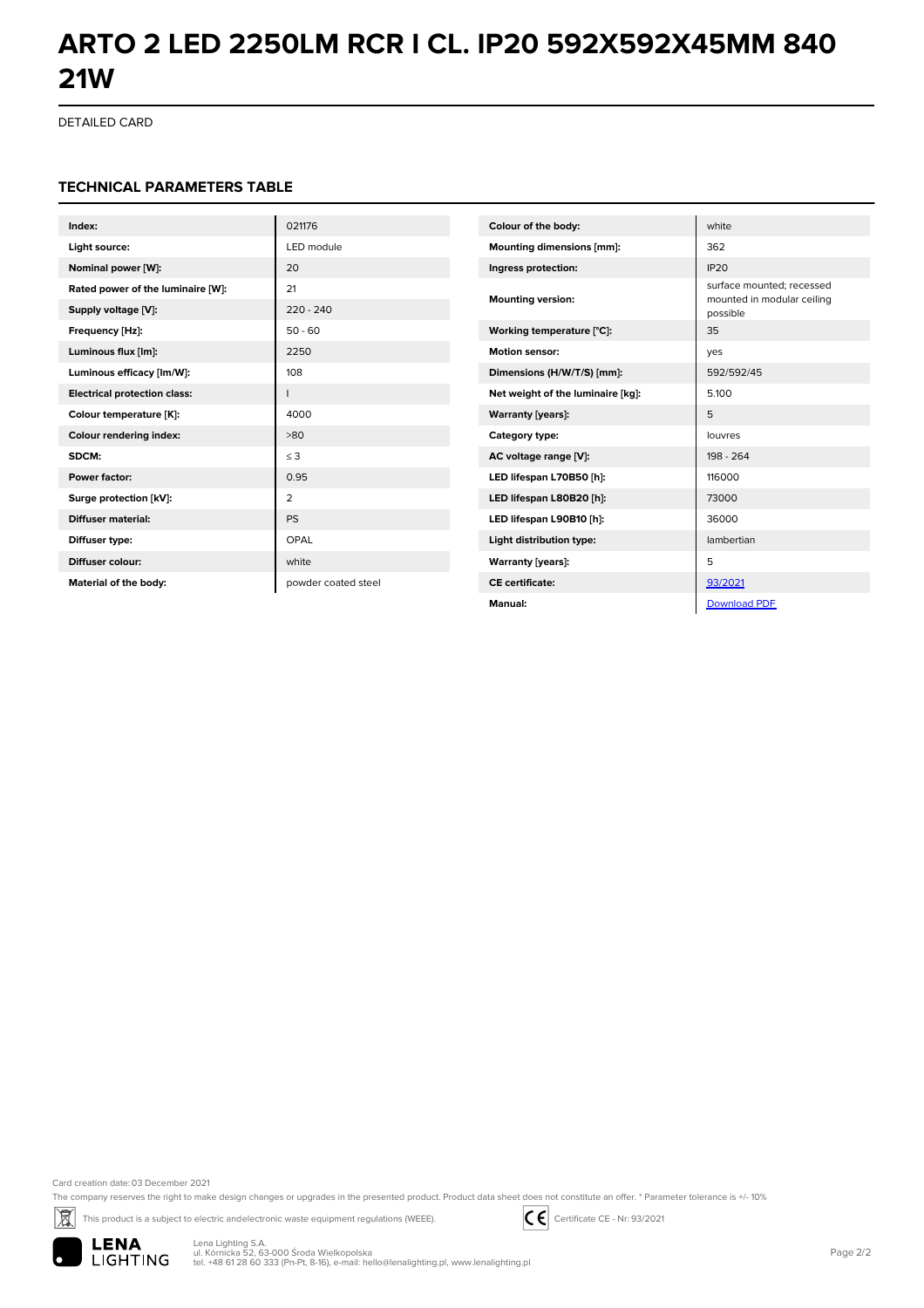# ARTO 2 LED 2250LM RCR I CL. IP20 592X592X45MM 840 21W

DETAILED CARD

### TECHNICAL PARAMETERS TABLE

| | |
|---|---|
| **Index:** | 021176 |
| **Light source:** | LED module |
| **Nominal power [W]:** | 20 |
| **Rated power of the luminaire [W]:** | 21 |
| **Supply voltage [V]:** | 220 - 240 |
| **Frequency [Hz]:** | 50 - 60 |
| **Luminous flux [lm]:** | 2250 |
| **Luminous efficacy [lm/W]:** | 108 |
| **Electrical protection class:** | I |
| **Colour temperature [K]:** | 4000 |
| **Colour rendering index:** | >80 |
| **SDCM:** | ≤ 3 |
| **Power factor:** | 0.95 |
| **Surge protection [kV]:** | 2 |
| **Diffuser material:** | PS |
| **Diffuser type:** | OPAL |
| **Diffuser colour:** | white |
| **Material of the body:** | powder coated steel |

| | |
|---|---|
| **Colour of the body:** | white |
| **Mounting dimensions [mm]:** | 362 |
| **Ingress protection:** | IP20 |
| **Mounting version:** | surface mounted; recessed mounted in modular ceiling possible |
| **Working temperature [°C]:** | 35 |
| **Motion sensor:** | yes |
| **Dimensions (H/W/T/S) [mm]:** | 592/592/45 |
| **Net weight of the luminaire [kg]:** | 5.100 |
| **Warranty [years]:** | 5 |
| **Category type:** | louvres |
| **AC voltage range [V]:** | 198 - 264 |
| **LED lifespan L70B50 [h]:** | 116000 |
| **LED lifespan L80B20 [h]:** | 73000 |
| **LED lifespan L90B10 [h]:** | 36000 |
| **Light distribution type:** | lambertian |
| **Warranty [years]:** | 5 |
| **CE certificate:** | 93/2021 |
| **Manual:** | Download PDF |

Card creation date: 03 December 2021

The company reserves the right to make design changes or upgrades in the presented product. Product data sheet does not constitute an offer. * Parameter tolerance is +/- 10%

This product is a subject to electric andelectronic waste equipment regulations (WEEE).

Certificate CE - Nr: 93/2021

Lena Lighting S.A.
ul. Kórnicka 52, 63-000 Środa Wielkopolska
tel. +48 61 28 60 333 (Pn-Pt, 8-16), e-mail: hello@lenalighting.pl, www.lenalighting.pl